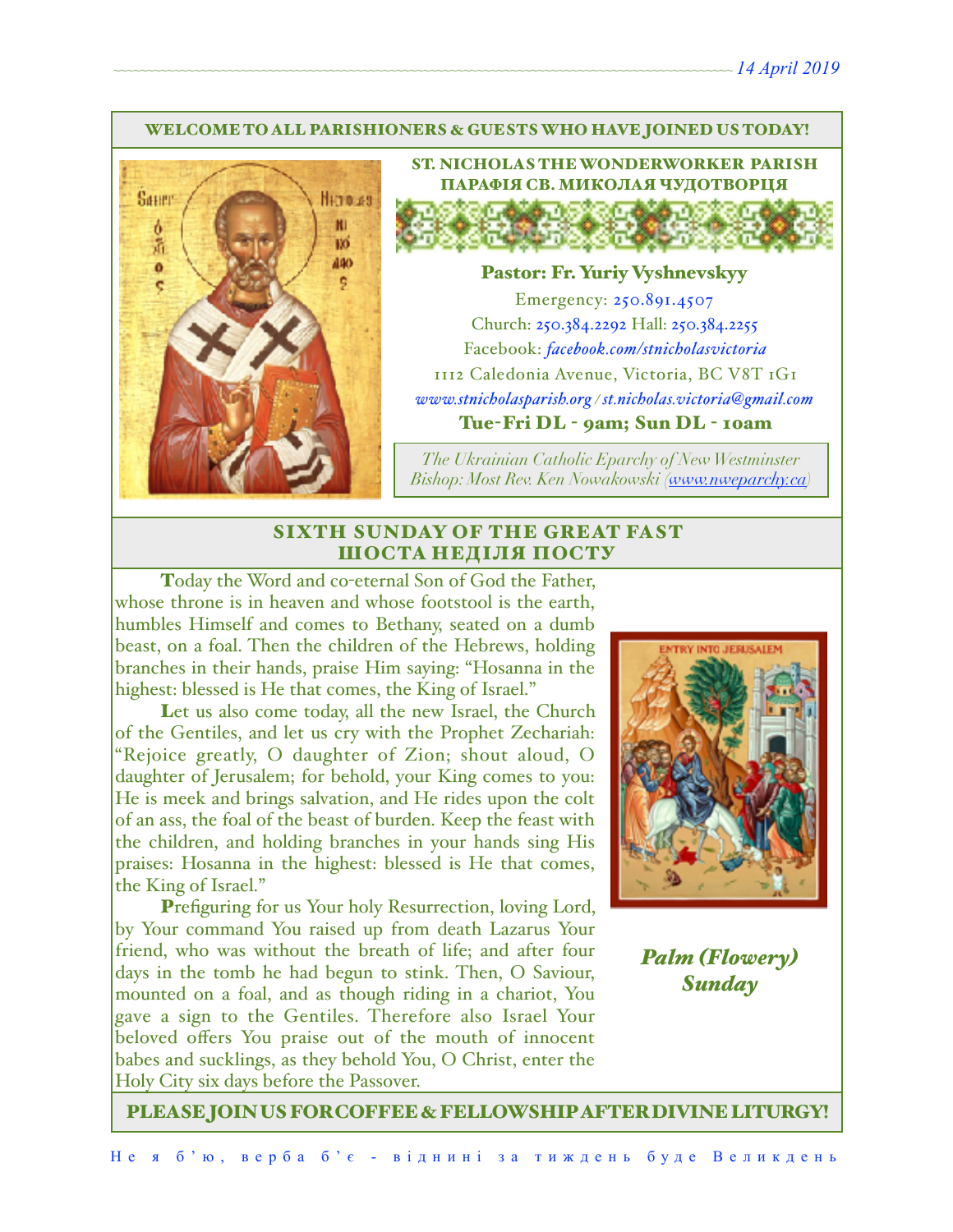*14 April 2019*

WELCOME TO ALL PARISHIONERS & GUESTS WHO HAVE JOINED US TODAY!

## ST. NICHOLAS THE WONDERWORKER PARISH
## ПАРАФІЯ СВ. МИКОЛАЯ ЧУДОТВОРЦЯ

**Pastor: Fr. Yuriy Vyshnevskyy**

Emergency: 250.891.4507
Church: 250.384.2292 Hall: 250.384.2255
Facebook: *facebook.com/stnicholasvictoria*
1112 Caledonia Avenue, Victoria, BC V8T 1G1
*www.stnicholasparish.org / st.nicholas.victoria@gmail.com*

**Tue-Fri DL - 9am; Sun DL - 10am**

*The Ukrainian Catholic Eparchy of New Westminster*
*Bishop: Most Rev. Ken Nowakowski (www.nweparchy.ca)*

## SIXTH SUNDAY OF THE GREAT FAST
## ШОСТА НЕДІЛЯ ПОСТУ

**T**oday the Word and co-eternal Son of God the Father, whose throne is in heaven and whose footstool is the earth, humbles Himself and comes to Bethany, seated on a dumb beast, on a foal. Then the children of the Hebrews, holding branches in their hands, praise Him saying: "Hosanna in the highest: blessed is He that comes, the King of Israel."

**L**et us also come today, all the new Israel, the Church of the Gentiles, and let us cry with the Prophet Zechariah: "Rejoice greatly, O daughter of Zion; shout aloud, O daughter of Jerusalem; for behold, your King comes to you: He is meek and brings salvation, and He rides upon the colt of an ass, the foal of the beast of burden. Keep the feast with the children, and holding branches in your hands sing His praises: Hosanna in the highest: blessed is He that comes, the King of Israel."

**P**refiguring for us Your holy Resurrection, loving Lord, by Your command You raised up from death Lazarus Your friend, who was without the breath of life; and after four days in the tomb he had begun to stink. Then, O Saviour, mounted on a foal, and as though riding in a chariot, You gave a sign to the Gentiles. Therefore also Israel Your beloved offers You praise out of the mouth of innocent babes and sucklings, as they behold You, O Christ, enter the Holy City six days before the Passover.

*Palm (Flowery) Sunday*

PLEASE JOIN US FOR COFFEE & FELLOWSHIP AFTER DIVINE LITURGY!

Не я б'ю, верба б'є - віднині за тиждень буде Великдень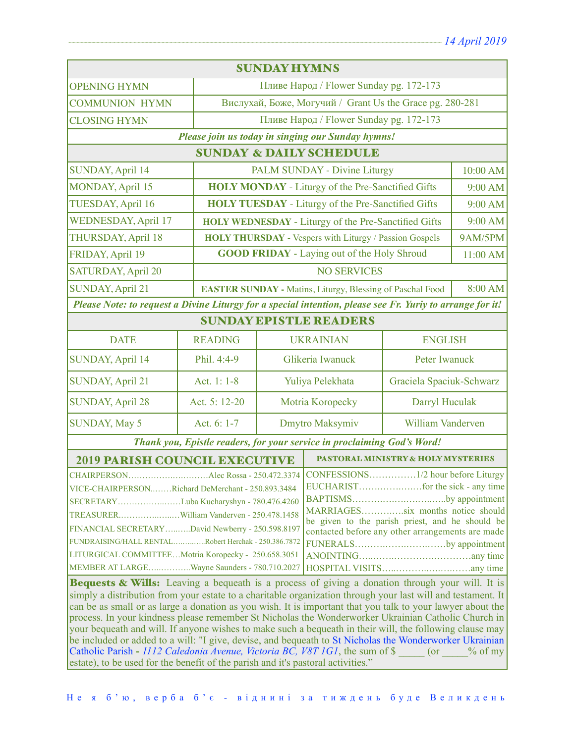*14 April 2019*

## SUNDAY HYMNS

| | |
|---|---|
| OPENING HYMN | Пливе Народ / Flower Sunday pg. 172-173 |
| COMMUNION HYMN | Вислухай, Боже, Могучий / Grant Us the Grace pg. 280-281 |
| CLOSING HYMN | Пливе Народ / Flower Sunday pg. 172-173 |

***Please join us today in singing our Sunday hymns!***

## SUNDAY & DAILY SCHEDULE

| | | |
|---|---|---|
| SUNDAY, April 14 | PALM SUNDAY - Divine Liturgy | 10:00 AM |
| MONDAY, April 15 | **HOLY MONDAY** - Liturgy of the Pre-Sanctified Gifts | 9:00 AM |
| TUESDAY, April 16 | **HOLY TUESDAY** - Liturgy of the Pre-Sanctified Gifts | 9:00 AM |
| WEDNESDAY, April 17 | **HOLY WEDNESDAY** - Liturgy of the Pre-Sanctified Gifts | 9:00 AM |
| THURSDAY, April 18 | **HOLY THURSDAY** - Vespers with Liturgy / Passion Gospels | 9AM/5PM |
| FRIDAY, April 19 | **GOOD FRIDAY** - Laying out of the Holy Shroud | 11:00 AM |
| SATURDAY, April 20 | NO SERVICES | |
| SUNDAY, April 21 | **EASTER SUNDAY -** Matins, Liturgy, Blessing of Paschal Food | 8:00 AM |

***Please Note: to request a Divine Liturgy for a special intention, please see Fr. Yuriy to arrange for it!***

## SUNDAY EPISTLE READERS

| DATE | READING | UKRAINIAN | ENGLISH |
|---|---|---|---|
| SUNDAY, April 14 | Phil. 4:4-9 | Glikeria Iwanuck | Peter Iwanuck |
| SUNDAY, April 21 | Act. 1: 1-8 | Yuliya Pelekhata | Graciela Spaciuk-Schwarz |
| SUNDAY, April 28 | Act. 5: 12-20 | Motria Koropecky | Darryl Huculak |
| SUNDAY, May 5 | Act. 6: 1-7 | Dmytro Maksymiv | William Vanderven |

***Thank you, Epistle readers, for your service in proclaiming God's Word!***

## 2019 PARISH COUNCIL EXECUTIVE

CHAIRPERSON……………………….Alec Rossa - 250.472.3374
VICE-CHAIRPERSON……Richard DeMerchant - 250.893.3484
SECRETARY……………………Luba Kucharyshyn - 780.476.4260
TREASURER……………………William Vanderven - 250.478.1458
FINANCIAL SECRETARY……..David Newberry - 250.598.8197
FUNDRAISING/HALL RENTAL…………Robert Herchak - 250.386.7872
LITURGICAL COMMITTEE…Motria Koropecky - 250.658.3051
MEMBER AT LARGE…………..Wayne Saunders - 780.710.2027

## PASTORAL MINISTRY & HOLY MYSTERIES

CONFESSIONS……………1/2 hour before Liturgy
EUCHARIST………………for the sick - any time
BAPTISMS…………………………by appointment
MARRIAGES…………six months notice should be given to the parish priest, and he should be contacted before any other arrangements are made
FUNERALS…………………………by appointment
ANOINTING…………………………any time
HOSPITAL VISITS…………………………any time

**Bequests & Wills:** Leaving a bequeath is a process of giving a donation through your will. It is simply a distribution from your estate to a charitable organization through your last will and testament. It can be as small or as large a donation as you wish. It is important that you talk to your lawyer about the process. In your kindness please remember St Nicholas the Wonderworker Ukrainian Catholic Church in your bequeath and will. If anyone wishes to make such a bequeath in their will, the following clause may be included or added to a will: "I give, devise, and bequeath to St Nicholas the Wonderworker Ukrainian Catholic Parish - *1112 Caledonia Avenue, Victoria BC, V8T 1G1*, the sum of $ _____ (or _____% of my estate), to be used for the benefit of the parish and it's pastoral activities."

Не я б'ю, верба б'є - віднині за тиждень буде Великдень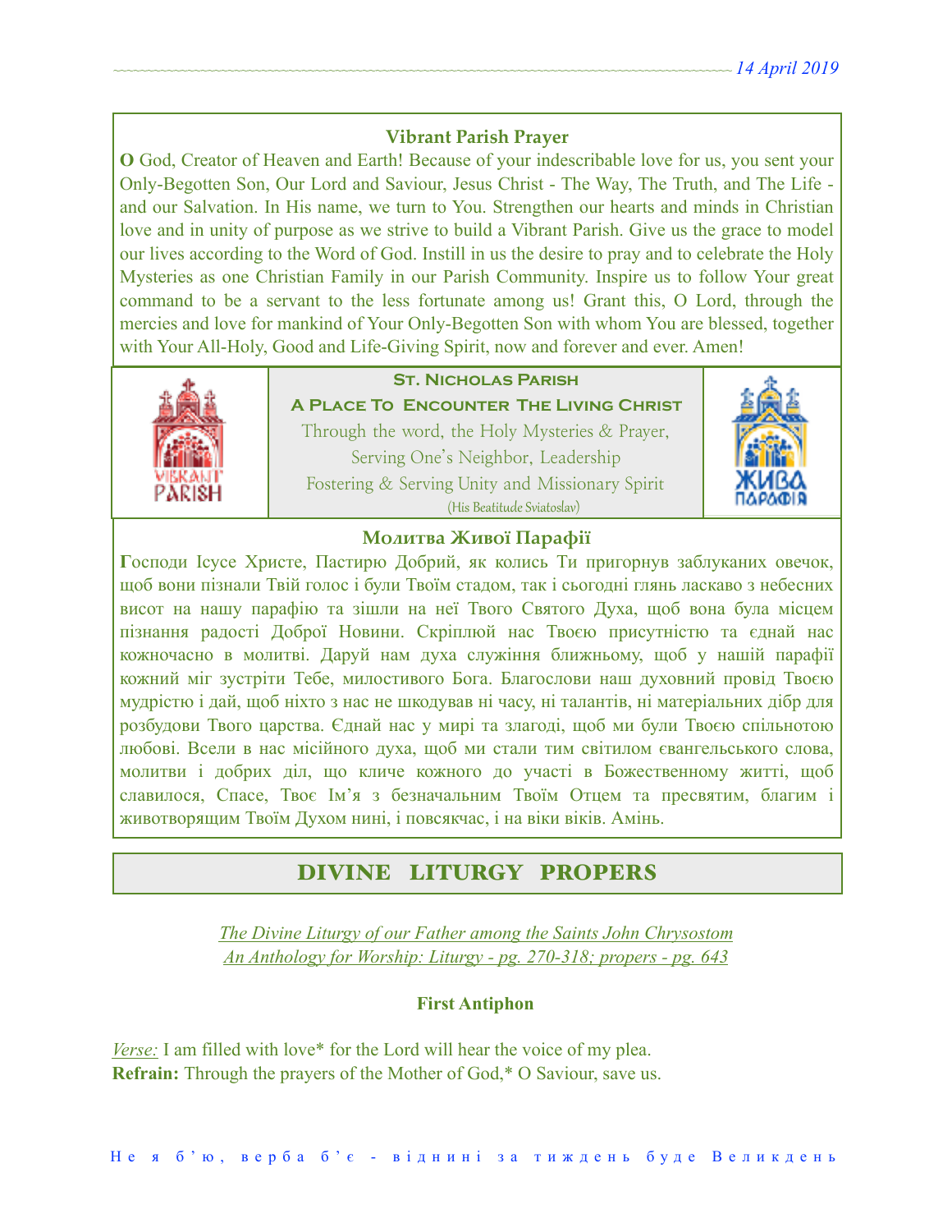### Vibrant Parish Prayer

**O** God, Creator of Heaven and Earth! Because of your indescribable love for us, you sent your Only-Begotten Son, Our Lord and Saviour, Jesus Christ - The Way, The Truth, and The Life - and our Salvation. In His name, we turn to You. Strengthen our hearts and minds in Christian love and in unity of purpose as we strive to build a Vibrant Parish. Give us the grace to model our lives according to the Word of God. Instill in us the desire to pray and to celebrate the Holy Mysteries as one Christian Family in our Parish Community. Inspire us to follow Your great command to be a servant to the less fortunate among us! Grant this, O Lord, through the mercies and love for mankind of Your Only-Begotten Son with whom You are blessed, together with Your All-Holy, Good and Life-Giving Spirit, now and forever and ever. Amen!

**St. Nicholas Parish**

**A Place To Encounter The Living Christ**

Through the word, the Holy Mysteries & Prayer,
Serving One's Neighbor, Leadership
Fostering & Serving Unity and Missionary Spirit
(His Beatitude Sviatoslav)

### Молитва Живої Парафії

**Г**осподи Ісусе Христе, Пастирю Добрий, як колись Ти пригорнув заблуканих овечок, щоб вони пізнали Твій голос і були Твоїм стадом, так і сьогодні глянь ласкаво з небесних висот на нашу парафію та зішли на неї Твого Святого Духа, щоб вона була місцем пізнання радості Доброї Новини. Скріплюй нас Твоєю присутністю та єднай нас кожночасно в молитві. Даруй нам духа служіння ближньому, щоб у нашій парафії кожний міг зустріти Тебе, милостивого Бога. Благослови наш духовний провід Твоєю мудрістю і дай, щоб ніхто з нас не шкодував ні часу, ні талантів, ні матеріальних дібр для розбудови Твого царства. Єднай нас у мирі та злагоді, щоб ми були Твоєю спільнотою любові. Всели в нас місійного духа, щоб ми стали тим світилом євангельського слова, молитви і добрих діл, що кличе кожного до участі в Божественному житті, щоб славилося, Спасе, Твоє Ім'я з безначальним Твоїм Отцем та пресвятим, благим і животворящим Твоїм Духом нині, і повсякчас, і на віки віків. Амінь.

## DIVINE LITURGY PROPERS

*The Divine Liturgy of our Father among the Saints John Chrysostom*
*An Anthology for Worship: Liturgy - pg. 270-318; propers - pg. 643*

**First Antiphon**

*Verse:* I am filled with love* for the Lord will hear the voice of my plea.
**Refrain:** Through the prayers of the Mother of God,* O Saviour, save us.

Не я б'ю, верба б'є - віднині за тиждень буде Великдень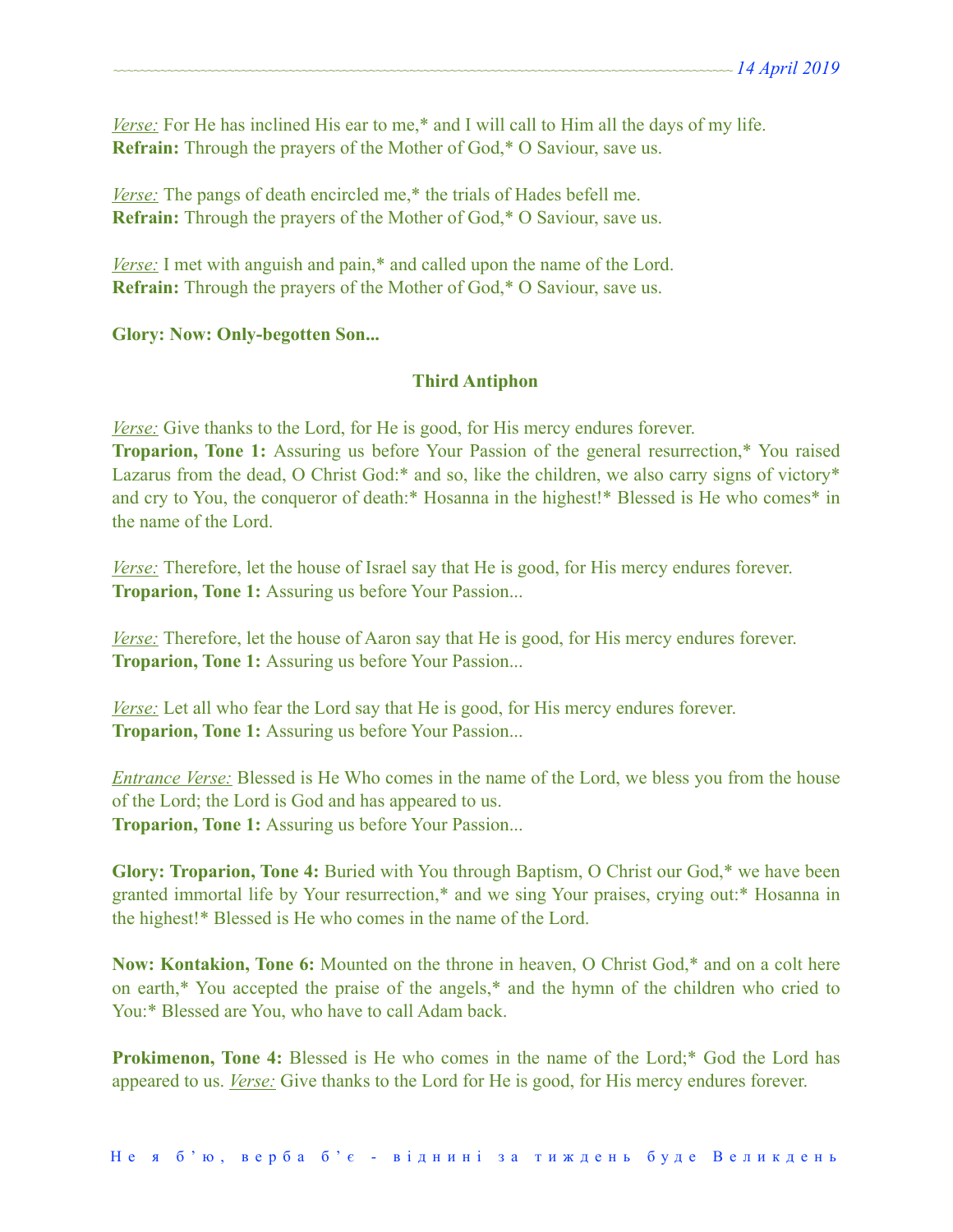*Verse:* For He has inclined His ear to me,* and I will call to Him all the days of my life.
**Refrain:** Through the prayers of the Mother of God,* O Saviour, save us.

*Verse:* The pangs of death encircled me,* the trials of Hades befell me.
**Refrain:** Through the prayers of the Mother of God,* O Saviour, save us.

*Verse:* I met with anguish and pain,* and called upon the name of the Lord.
**Refrain:** Through the prayers of the Mother of God,* O Saviour, save us.

**Glory: Now: Only-begotten Son...**

### Third Antiphon

*Verse:* Give thanks to the Lord, for He is good, for His mercy endures forever.
**Troparion, Tone 1:** Assuring us before Your Passion of the general resurrection,* You raised Lazarus from the dead, O Christ God:* and so, like the children, we also carry signs of victory* and cry to You, the conqueror of death:* Hosanna in the highest!* Blessed is He who comes* in the name of the Lord.

*Verse:* Therefore, let the house of Israel say that He is good, for His mercy endures forever.
**Troparion, Tone 1:** Assuring us before Your Passion...

*Verse:* Therefore, let the house of Aaron say that He is good, for His mercy endures forever.
**Troparion, Tone 1:** Assuring us before Your Passion...

*Verse:* Let all who fear the Lord say that He is good, for His mercy endures forever.
**Troparion, Tone 1:** Assuring us before Your Passion...

*Entrance Verse:* Blessed is He Who comes in the name of the Lord, we bless you from the house of the Lord; the Lord is God and has appeared to us.
**Troparion, Tone 1:** Assuring us before Your Passion...

**Glory: Troparion, Tone 4:** Buried with You through Baptism, O Christ our God,* we have been granted immortal life by Your resurrection,* and we sing Your praises, crying out:* Hosanna in the highest!* Blessed is He who comes in the name of the Lord.

**Now: Kontakion, Tone 6:** Mounted on the throne in heaven, O Christ God,* and on a colt here on earth,* You accepted the praise of the angels,* and the hymn of the children who cried to You:* Blessed are You, who have to call Adam back.

**Prokimenon, Tone 4:** Blessed is He who comes in the name of the Lord;* God the Lord has appeared to us. *Verse:* Give thanks to the Lord for He is good, for His mercy endures forever.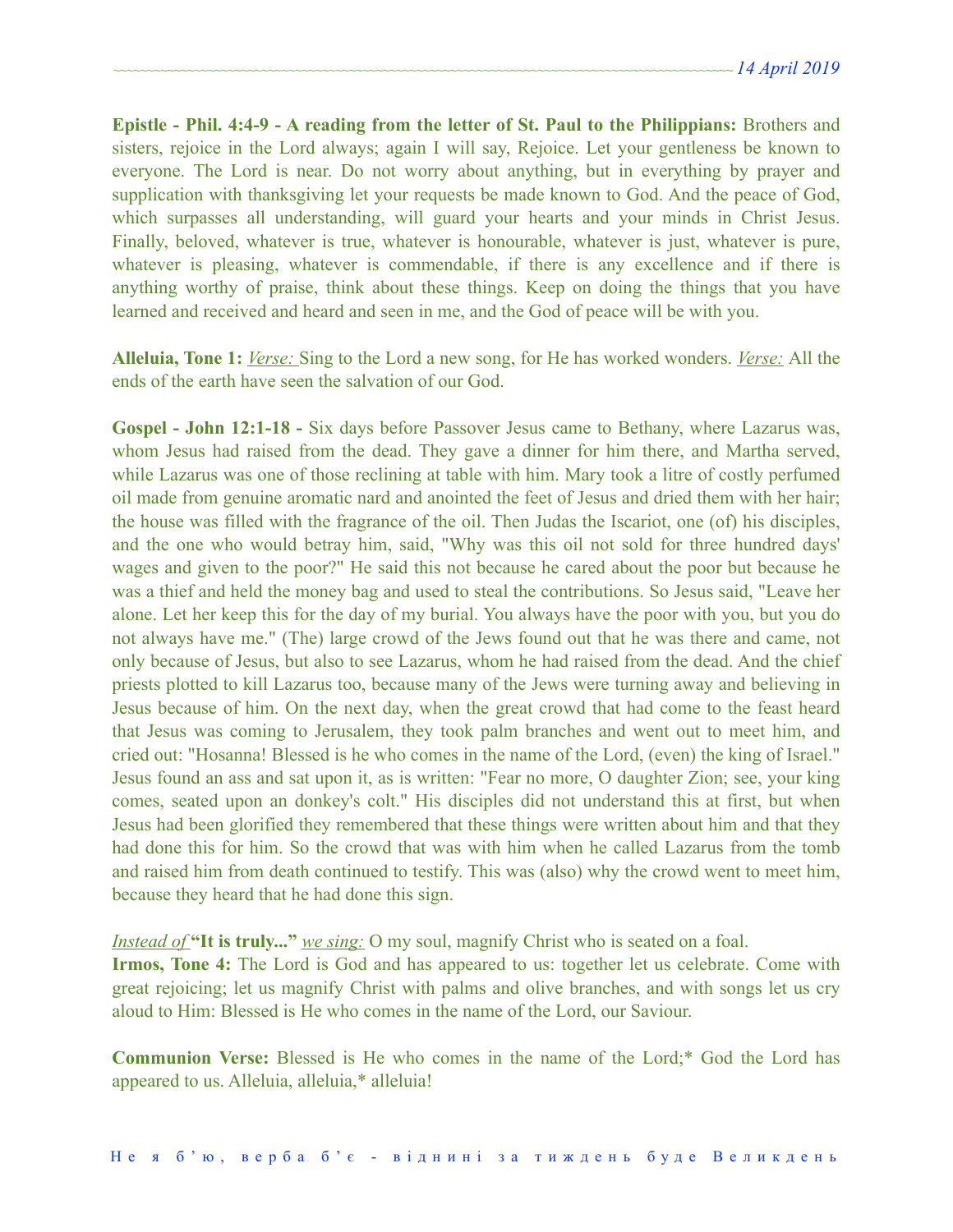**Epistle - Phil. 4:4-9 - A reading from the letter of St. Paul to the Philippians:** Brothers and sisters, rejoice in the Lord always; again I will say, Rejoice. Let your gentleness be known to everyone. The Lord is near. Do not worry about anything, but in everything by prayer and supplication with thanksgiving let your requests be made known to God. And the peace of God, which surpasses all understanding, will guard your hearts and your minds in Christ Jesus. Finally, beloved, whatever is true, whatever is honourable, whatever is just, whatever is pure, whatever is pleasing, whatever is commendable, if there is any excellence and if there is anything worthy of praise, think about these things. Keep on doing the things that you have learned and received and heard and seen in me, and the God of peace will be with you.

**Alleluia, Tone 1:** *Verse:* Sing to the Lord a new song, for He has worked wonders. *Verse:* All the ends of the earth have seen the salvation of our God.

**Gospel - John 12:1-18 -** Six days before Passover Jesus came to Bethany, where Lazarus was, whom Jesus had raised from the dead. They gave a dinner for him there, and Martha served, while Lazarus was one of those reclining at table with him. Mary took a litre of costly perfumed oil made from genuine aromatic nard and anointed the feet of Jesus and dried them with her hair; the house was filled with the fragrance of the oil. Then Judas the Iscariot, one (of) his disciples, and the one who would betray him, said, "Why was this oil not sold for three hundred days' wages and given to the poor?" He said this not because he cared about the poor but because he was a thief and held the money bag and used to steal the contributions. So Jesus said, "Leave her alone. Let her keep this for the day of my burial. You always have the poor with you, but you do not always have me." (The) large crowd of the Jews found out that he was there and came, not only because of Jesus, but also to see Lazarus, whom he had raised from the dead. And the chief priests plotted to kill Lazarus too, because many of the Jews were turning away and believing in Jesus because of him. On the next day, when the great crowd that had come to the feast heard that Jesus was coming to Jerusalem, they took palm branches and went out to meet him, and cried out: "Hosanna! Blessed is he who comes in the name of the Lord, (even) the king of Israel." Jesus found an ass and sat upon it, as is written: "Fear no more, O daughter Zion; see, your king comes, seated upon an donkey's colt." His disciples did not understand this at first, but when Jesus had been glorified they remembered that these things were written about him and that they had done this for him. So the crowd that was with him when he called Lazarus from the tomb and raised him from death continued to testify. This was (also) why the crowd went to meet him, because they heard that he had done this sign.

*Instead of* **"It is truly..."** *we sing:* O my soul, magnify Christ who is seated on a foal.
**Irmos, Tone 4:** The Lord is God and has appeared to us: together let us celebrate. Come with great rejoicing; let us magnify Christ with palms and olive branches, and with songs let us cry aloud to Him: Blessed is He who comes in the name of the Lord, our Saviour.

**Communion Verse:** Blessed is He who comes in the name of the Lord;* God the Lord has appeared to us. Alleluia, alleluia,* alleluia!

Не я б'ю, верба б'є - віднині за тиждень буде Великдень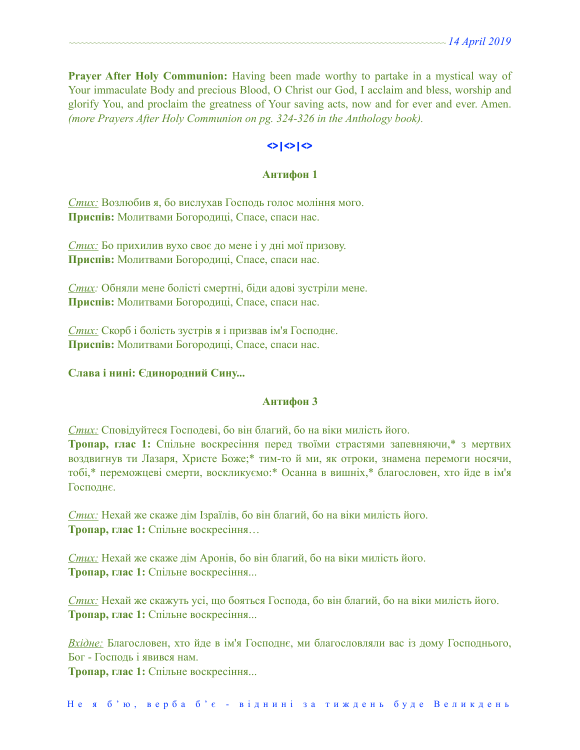**Prayer After Holy Communion:** Having been made worthy to partake in a mystical way of Your immaculate Body and precious Blood, O Christ our God, I acclaim and bless, worship and glorify You, and proclaim the greatness of Your saving acts, now and for ever and ever. Amen. *(more Prayers After Holy Communion on pg. 324-326 in the Anthology book).*

**<>|<>|<>**

### Антифон 1

*Стих:* Возлюбив я, бо вислухав Господь голос моління мого.
**Приспів:** Молитвами Богородиці, Спасе, спаси нас.

*Стих:* Бо прихилив вухо своє до мене і у дні мої призову.
**Приспів:** Молитвами Богородиці, Спасе, спаси нас.

*Стих:* Обняли мене болісті смертні, біди адові зустріли мене.
**Приспів:** Молитвами Богородиці, Спасе, спаси нас.

*Стих:* Скорб і болість зустрів я і призвав ім'я Господнє.
**Приспів:** Молитвами Богородиці, Спасе, спаси нас.

**Слава і нині: Єдинородний Сину...**

### Антифон 3

*Стих:* Сповідуйтеся Господеві, бо він благий, бо на віки милість його.
**Тропар, глас 1:** Спільне воскресіння перед твоїми страстями запевняючи,* з мертвих воздвигнув ти Лазаря, Христе Боже;* тим-то й ми, як отроки, знамена перемоги носячи, тобі,* переможцеві смерти, воскликуємо:* Осанна в вишніх,* благословен, хто йде в ім'я Господнє.

*Стих:* Нехай же скаже дім Ізраїлів, бо він благий, бо на віки милість його.
**Тропар, глас 1:** Спільне воскресіння…

*Стих:* Нехай же скаже дім Аронів, бо він благий, бо на віки милість його.
**Тропар, глас 1:** Спільне воскресіння...

*Стих:* Нехай же скажуть усі, що бояться Господа, бо він благий, бо на віки милість його.
**Тропар, глас 1:** Спільне воскресіння...

*Вхідне:* Благословен, хто йде в ім'я Господнє, ми благословляли вас із дому Господнього, Бог - Господь і явився нам.
**Тропар, глас 1:** Спільне воскресіння...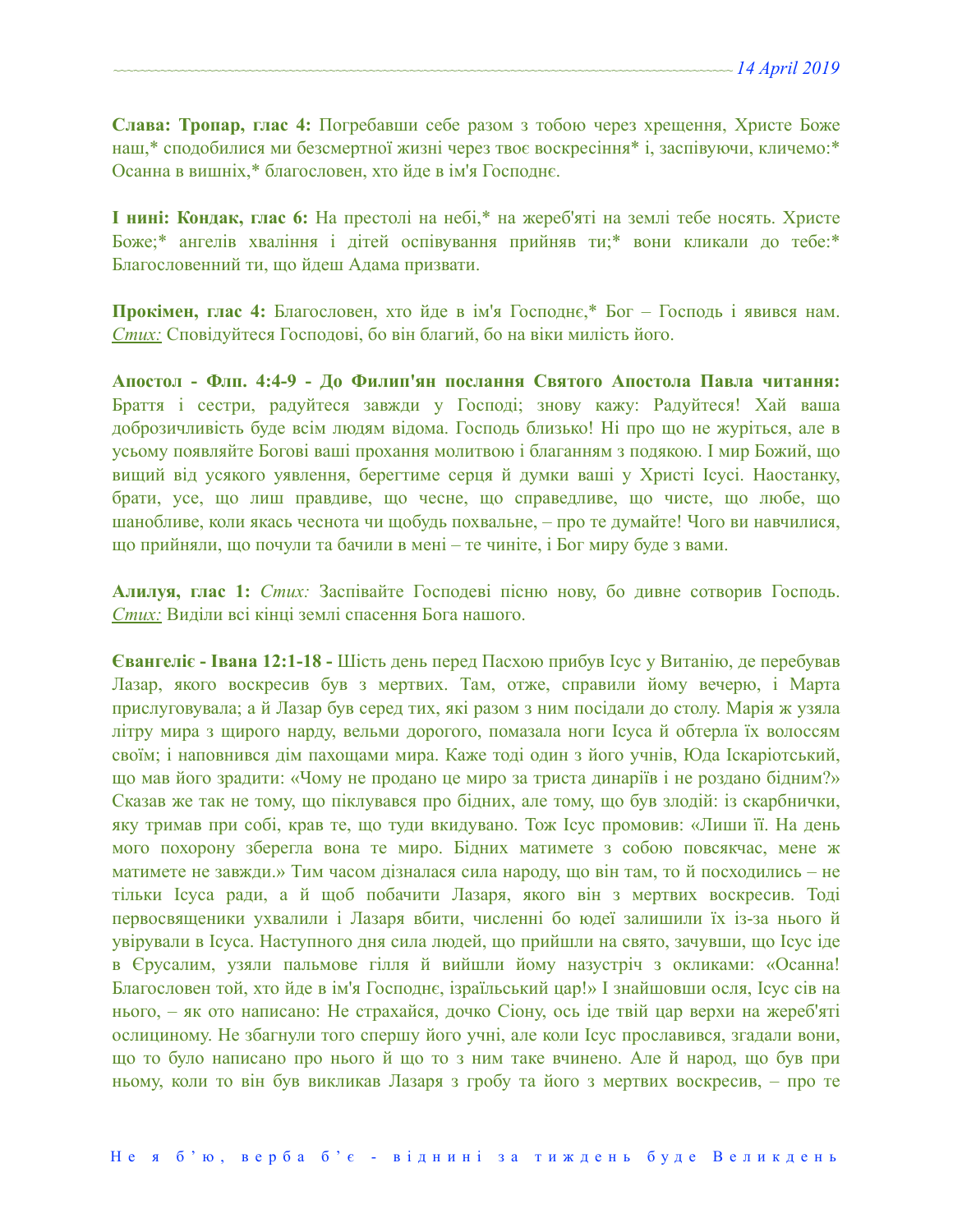**Слава: Тропар, глас 4:** Погребавши себе разом з тобою через хрещення, Христе Боже наш,* сподобилися ми безсмертної жизні через твоє воскресіння* і, заспівуючи, кличемо:* Осанна в вишніх,* благословен, хто йде в ім'я Господнє.

**І нині: Кондак, глас 6:** На престолі на небі,* на жереб'яті на землі тебе носять. Христе Боже;* ангелів хваління і дітей оспівування прийняв ти;* вони кликали до тебе:* Благословенний ти, що йдеш Адама призвати.

**Прокімен, глас 4:** Благословен, хто йде в ім'я Господнє,* Бог – Господь і явився нам. *Стих:* Сповідуйтеся Господові, бо він благий, бо на віки милість його.

**Апостол - Флп. 4:4-9 - До Филип'ян послання Святого Апостола Павла читання:** Браття і сестри, радуйтеся завжди у Господі; знову кажу: Радуйтеся! Хай ваша доброзичливість буде всім людям відома. Господь близько! Ні про що не журіться, але в усьому появляйте Богові ваші прохання молитвою і благанням з подякою. І мир Божий, що вищий від усякого уявлення, берегтиме серця й думки ваші у Христі Ісусі. Наостанку, брати, усе, що лиш правдиве, що чесне, що справедливе, що чисте, що любе, що шанобливе, коли якась чеснота чи щобудь похвальне, – про те думайте! Чого ви навчилися, що прийняли, що почули та бачили в мені – те чиніте, і Бог миру буде з вами.

**Алилуя, глас 1:** *Стих:* Заспівайте Господеві пісню нову, бо дивне сотворив Господь. *Стих:* Виділи всі кінці землі спасення Бога нашого.

**Євангеліє - Івана 12:1-18 -** Шість день перед Пасхою прибув Ісус у Витанію, де перебував Лазар, якого воскресив був з мертвих. Там, отже, справили йому вечерю, і Марта прислуговувала; а й Лазар був серед тих, які разом з ним посідали до столу. Марія ж узяла літру мира з щирого нарду, вельми дорогого, помазала ноги Ісуса й обтерла їх волоссям своїм; і наповнився дім пахощами мира. Каже тоді один з його учнів, Юда Іскаріотський, що мав його зрадити: «Чому не продано це миро за триста динаріїв і не роздано бідним?» Сказав же так не тому, що піклувався про бідних, але тому, що був злодій: із скарбнички, яку тримав при собі, крав те, що туди вкидувано. Тож Ісус промовив: «Лиши її. На день мого похорону зберегла вона те миро. Бідних матимете з собою повсякчас, мене ж матимете не завжди.» Тим часом дізналася сила народу, що він там, то й посходились – не тільки Ісуса ради, а й щоб побачити Лазаря, якого він з мертвих воскресив. Тоді первосвященики ухвалили і Лазаря вбити, численні бо юдеї залишили їх із-за нього й увірували в Ісуса. Наступного дня сила людей, що прийшли на свято, зачувши, що Ісус іде в Єрусалим, узяли пальмове гілля й вийшли йому назустріч з окликами: «Осанна! Благословен той, хто йде в ім'я Господнє, ізраїльський цар!» І знайшовши осля, Ісус сів на нього, – як ото написано: Не страхайся, дочко Сіону, ось іде твій цар верхи на жереб'яті ослициному. Не збагнули того спершу його учні, але коли Ісус прославився, згадали вони, що то було написано про нього й що то з ним таке вчинено. Але й народ, що був при ньому, коли то він був викликав Лазаря з гробу та його з мертвих воскресив, – про те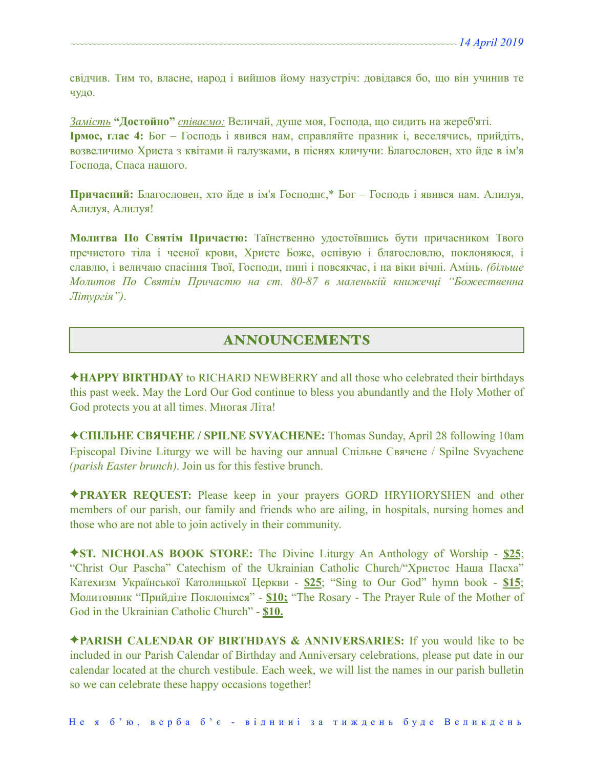свідчив. Тим то, власне, народ і вийшов йому назустріч: довідався бо, що він учинив те чудо.

*Замість* **"Достойно"** *співаємо:* Величай, душе моя, Господа, що сидить на жереб'яті.
**Ірмос, глас 4:** Бог – Господь і явився нам, справляйте празник і, веселячись, прийдіть, возвеличимо Христа з квітами й галузками, в піснях кличучи: Благословен, хто йде в ім'я Господа, Спаса нашого.

**Причасний:** Благословен, хто йде в ім'я Господнє,* Бог – Господь і явився нам. Алилуя, Алилуя, Алилуя!

**Молитва По Святім Причастю:** Таїнственно удостоївшись бути причасником Твого пречистого тіла і чесної крови, Христе Боже, оспівую і благословлю, поклоняюся, і славлю, і величаю спасіння Твої, Господи, нині і повсякчас, і на віки вічні. Амінь. *(більше Молитов По Святім Причастю на ст. 80-87 в маленькій книжечці "Божественна Літургія")*.

## ANNOUNCEMENTS

✦**HAPPY BIRTHDAY** to RICHARD NEWBERRY and all those who celebrated their birthdays this past week. May the Lord Our God continue to bless you abundantly and the Holy Mother of God protects you at all times. Многая Літа!

✦**СПІЛЬНЕ СВЯЧЕНЕ / SPILNE SVYACHENE:** Thomas Sunday, April 28 following 10am Episcopal Divine Liturgy we will be having our annual Спільне Свячене / Spilne Svyachene *(parish Easter brunch)*. Join us for this festive brunch.

✦**PRAYER REQUEST:** Please keep in your prayers GORD HRYHORYSHEN and other members of our parish, our family and friends who are ailing, in hospitals, nursing homes and those who are not able to join actively in their community.

✦**ST. NICHOLAS BOOK STORE:** The Divine Liturgy An Anthology of Worship - **$25**; "Christ Our Pascha" Catechism of the Ukrainian Catholic Church/"Христос Наша Пасха" Катехизм Української Католицької Церкви - **$25**; "Sing to Our God" hymn book - **$15**; Молитовник "Прийдіте Поклонімся" - **$10;** "The Rosary - The Prayer Rule of the Mother of God in the Ukrainian Catholic Church" - **$10.**

✦**PARISH CALENDAR OF BIRTHDAYS & ANNIVERSARIES:** If you would like to be included in our Parish Calendar of Birthday and Anniversary celebrations, please put date in our calendar located at the church vestibule. Each week, we will list the names in our parish bulletin so we can celebrate these happy occasions together!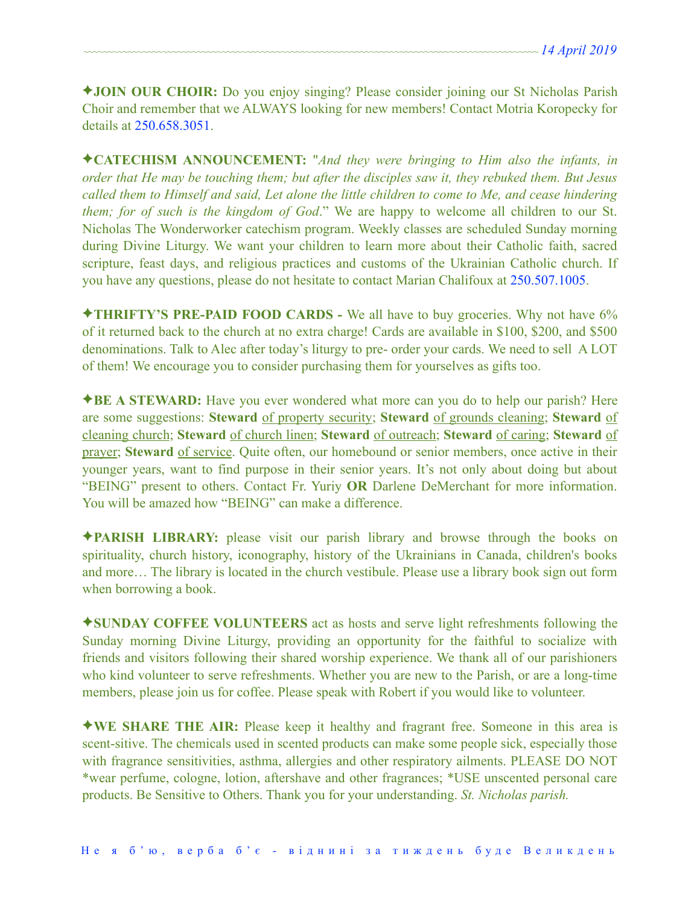✦**JOIN OUR CHOIR:** Do you enjoy singing? Please consider joining our St Nicholas Parish Choir and remember that we ALWAYS looking for new members! Contact Motria Koropecky for details at 250.658.3051.

✦**CATECHISM ANNOUNCEMENT:** "*And they were bringing to Him also the infants, in order that He may be touching them; but after the disciples saw it, they rebuked them. But Jesus called them to Himself and said, Let alone the little children to come to Me, and cease hindering them; for of such is the kingdom of God*." We are happy to welcome all children to our St. Nicholas The Wonderworker catechism program. Weekly classes are scheduled Sunday morning during Divine Liturgy. We want your children to learn more about their Catholic faith, sacred scripture, feast days, and religious practices and customs of the Ukrainian Catholic church. If you have any questions, please do not hesitate to contact Marian Chalifoux at 250.507.1005.

✦**THRIFTY'S PRE-PAID FOOD CARDS -** We all have to buy groceries. Why not have 6% of it returned back to the church at no extra charge! Cards are available in $100, $200, and $500 denominations. Talk to Alec after today's liturgy to pre- order your cards. We need to sell A LOT of them! We encourage you to consider purchasing them for yourselves as gifts too.

✦**BE A STEWARD:** Have you ever wondered what more can you do to help our parish? Here are some suggestions: **Steward** of property security; **Steward** of grounds cleaning; **Steward** of cleaning church; **Steward** of church linen; **Steward** of outreach; **Steward** of caring; **Steward** of prayer; **Steward** of service. Quite often, our homebound or senior members, once active in their younger years, want to find purpose in their senior years. It's not only about doing but about "BEING" present to others. Contact Fr. Yuriy **OR** Darlene DeMerchant for more information. You will be amazed how "BEING" can make a difference.

✦**PARISH LIBRARY:** please visit our parish library and browse through the books on spirituality, church history, iconography, history of the Ukrainians in Canada, children's books and more… The library is located in the church vestibule. Please use a library book sign out form when borrowing a book.

✦**SUNDAY COFFEE VOLUNTEERS** act as hosts and serve light refreshments following the Sunday morning Divine Liturgy, providing an opportunity for the faithful to socialize with friends and visitors following their shared worship experience. We thank all of our parishioners who kind volunteer to serve refreshments. Whether you are new to the Parish, or are a long-time members, please join us for coffee. Please speak with Robert if you would like to volunteer.

✦**WE SHARE THE AIR:** Please keep it healthy and fragrant free. Someone in this area is scent-sitive. The chemicals used in scented products can make some people sick, especially those with fragrance sensitivities, asthma, allergies and other respiratory ailments. PLEASE DO NOT *wear perfume, cologne, lotion, aftershave and other fragrances; *USE unscented personal care products. Be Sensitive to Others. Thank you for your understanding. *St. Nicholas parish.*

Не я б'ю, верба б'є - віднині за тиждень буде Великдень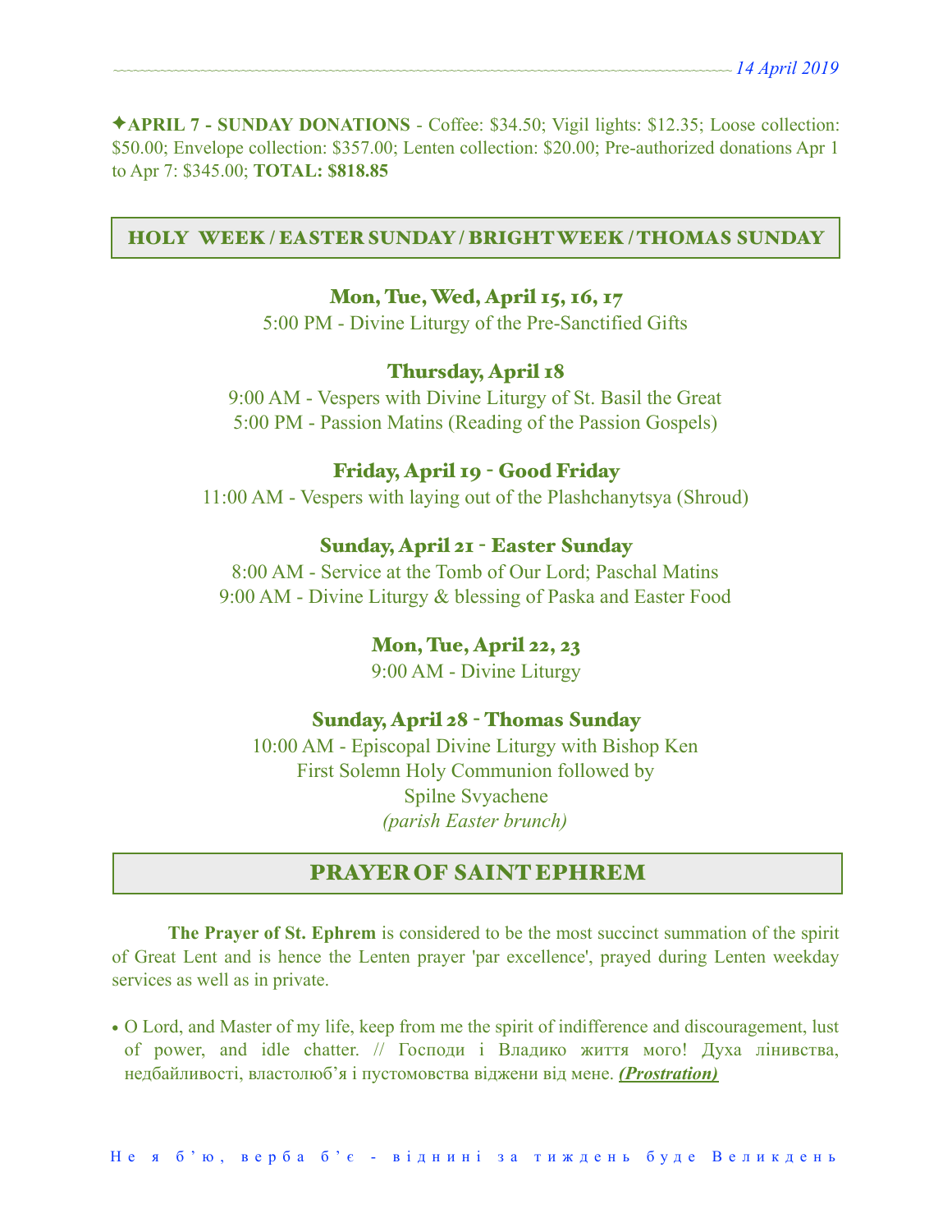✦**APRIL 7 - SUNDAY DONATIONS** - Coffee: $34.50; Vigil lights: $12.35; Loose collection: $50.00; Envelope collection: $357.00; Lenten collection: $20.00; Pre-authorized donations Apr 1 to Apr 7: $345.00; **TOTAL: $818.85**

## HOLY WEEK / EASTER SUNDAY / BRIGHT WEEK / THOMAS SUNDAY

### Mon, Tue, Wed, April 15, 16, 17

5:00 PM - Divine Liturgy of the Pre-Sanctified Gifts

### Thursday, April 18

9:00 AM - Vespers with Divine Liturgy of St. Basil the Great
5:00 PM - Passion Matins (Reading of the Passion Gospels)

### Friday, April 19 - Good Friday

11:00 AM - Vespers with laying out of the Plashchanytsya (Shroud)

### Sunday, April 21 - Easter Sunday

8:00 AM - Service at the Tomb of Our Lord; Paschal Matins
9:00 AM - Divine Liturgy & blessing of Paska and Easter Food

### Mon, Tue, April 22, 23

9:00 AM - Divine Liturgy

### Sunday, April 28 - Thomas Sunday

10:00 AM - Episcopal Divine Liturgy with Bishop Ken
First Solemn Holy Communion followed by
Spilne Svyachene
*(parish Easter brunch)*

## PRAYER OF SAINT EPHREM

**The Prayer of St. Ephrem** is considered to be the most succinct summation of the spirit of Great Lent and is hence the Lenten prayer 'par excellence', prayed during Lenten weekday services as well as in private.

- O Lord, and Master of my life, keep from me the spirit of indifference and discouragement, lust of power, and idle chatter. // Господи і Владико життя мого! Духа лінивства, недбайливості, властолюб'я і пустомовства віджени від мене. ***(Prostration)***

Не я б'ю, верба б'є - віднині за тиждень буде Великдень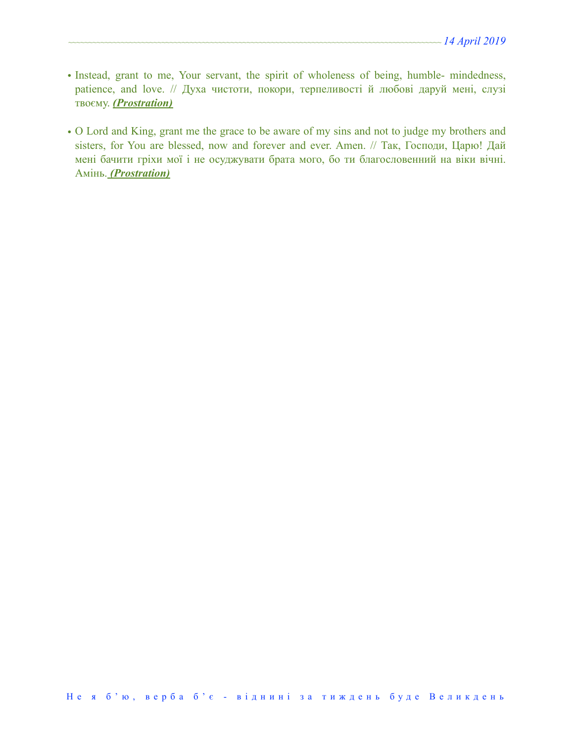- Instead, grant to me, Your servant, the spirit of wholeness of being, humble- mindedness, patience, and love. // Духа чистоти, покори, терпеливості й любові даруй мені, слузі твоєму. ***(Prostration)***

- O Lord and King, grant me the grace to be aware of my sins and not to judge my brothers and sisters, for You are blessed, now and forever and ever. Amen. // Так, Господи, Царю! Дай мені бачити гріхи мої і не осуджувати брата мого, бо ти благословенний на віки вічні. Амінь. ***(Prostration)***